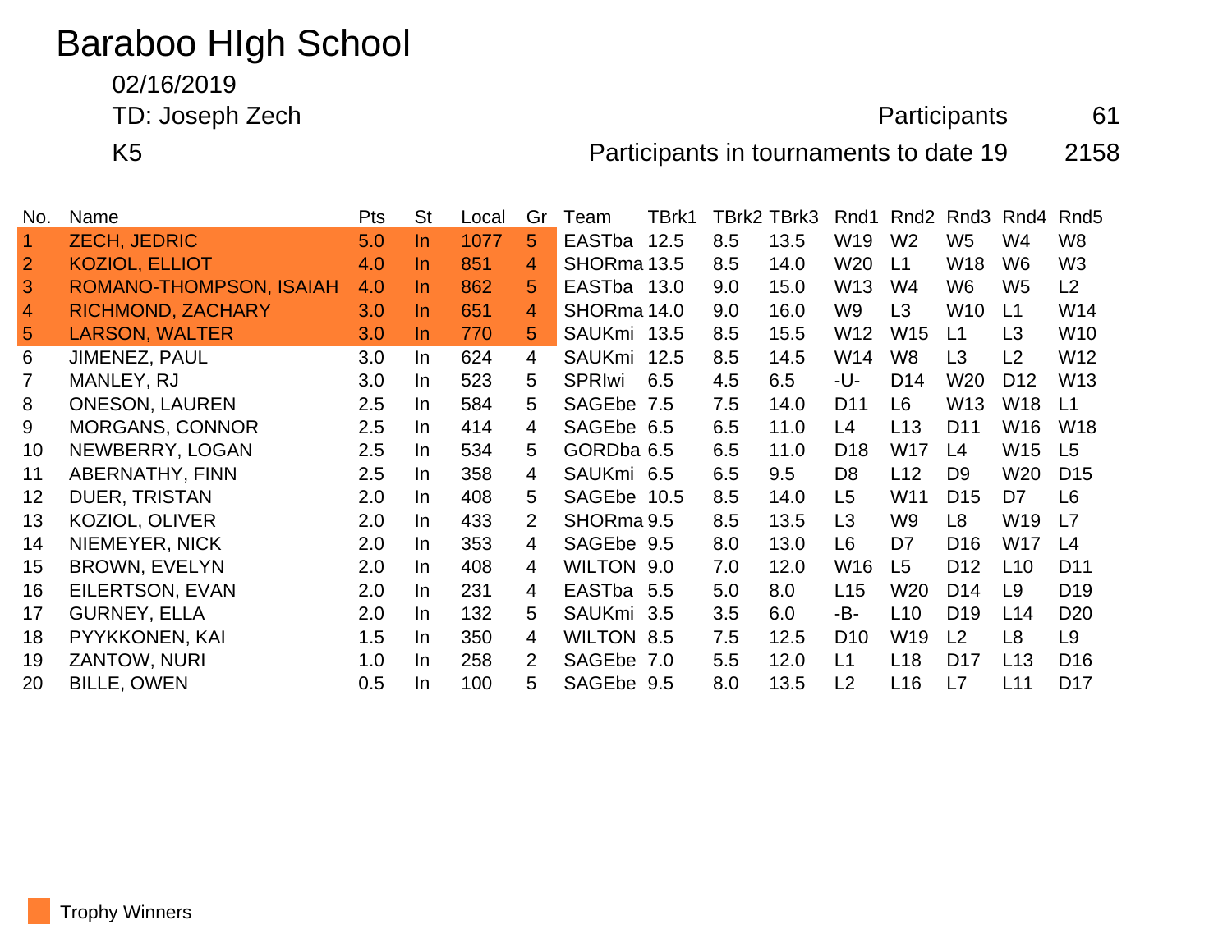# Baraboo HIgh School

02/16/2019

TD: Joseph Zech

K5

Participants 61

Participants in tournaments to date 19 2158

| No. | Name | Pts | St | Local | Gr | Team | TBrk1 | TBrk2 | TBrk3 | Rnd1 | Rnd2 | Rnd3 | Rnd4 | Rnd5 |
|---|---|---|---|---|---|---|---|---|---|---|---|---|---|---|
| 1 | ZECH, JEDRIC | 5.0 | In | 1077 | 5 | EASTba | 12.5 | 8.5 | 13.5 | W19 | W2 | W5 | W4 | W8 |
| 2 | KOZIOL, ELLIOT | 4.0 | In | 851 | 4 | SHORma | 13.5 | 8.5 | 14.0 | W20 | L1 | W18 | W6 | W3 |
| 3 | ROMANO-THOMPSON, ISAIAH | 4.0 | In | 862 | 5 | EASTba | 13.0 | 9.0 | 15.0 | W13 | W4 | W6 | W5 | L2 |
| 4 | RICHMOND, ZACHARY | 3.0 | In | 651 | 4 | SHORma | 14.0 | 9.0 | 16.0 | W9 | L3 | W10 | L1 | W14 |
| 5 | LARSON, WALTER | 3.0 | In | 770 | 5 | SAUKmi | 13.5 | 8.5 | 15.5 | W12 | W15 | L1 | L3 | W10 |
| 6 | JIMENEZ, PAUL | 3.0 | In | 624 | 4 | SAUKmi | 12.5 | 8.5 | 14.5 | W14 | W8 | L3 | L2 | W12 |
| 7 | MANLEY, RJ | 3.0 | In | 523 | 5 | SPRIwi | 6.5 | 4.5 | 6.5 | -U- | D14 | W20 | D12 | W13 |
| 8 | ONESON, LAUREN | 2.5 | In | 584 | 5 | SAGEbe | 7.5 | 7.5 | 14.0 | D11 | L6 | W13 | W18 | L1 |
| 9 | MORGANS, CONNOR | 2.5 | In | 414 | 4 | SAGEbe | 6.5 | 6.5 | 11.0 | L4 | L13 | D11 | W16 | W18 |
| 10 | NEWBERRY, LOGAN | 2.5 | In | 534 | 5 | GORDba | 6.5 | 6.5 | 11.0 | D18 | W17 | L4 | W15 | L5 |
| 11 | ABERNATHY, FINN | 2.5 | In | 358 | 4 | SAUKmi | 6.5 | 6.5 | 9.5 | D8 | L12 | D9 | W20 | D15 |
| 12 | DUER, TRISTAN | 2.0 | In | 408 | 5 | SAGEbe | 10.5 | 8.5 | 14.0 | L5 | W11 | D15 | D7 | L6 |
| 13 | KOZIOL, OLIVER | 2.0 | In | 433 | 2 | SHORma | 9.5 | 8.5 | 13.5 | L3 | W9 | L8 | W19 | L7 |
| 14 | NIEMEYER, NICK | 2.0 | In | 353 | 4 | SAGEbe | 9.5 | 8.0 | 13.0 | L6 | D7 | D16 | W17 | L4 |
| 15 | BROWN, EVELYN | 2.0 | In | 408 | 4 | WILTON | 9.0 | 7.0 | 12.0 | W16 | L5 | D12 | L10 | D11 |
| 16 | EILERTSON, EVAN | 2.0 | In | 231 | 4 | EASTba | 5.5 | 5.0 | 8.0 | L15 | W20 | D14 | L9 | D19 |
| 17 | GURNEY, ELLA | 2.0 | In | 132 | 5 | SAUKmi | 3.5 | 3.5 | 6.0 | -B- | L10 | D19 | L14 | D20 |
| 18 | PYYKKONEN, KAI | 1.5 | In | 350 | 4 | WILTON | 8.5 | 7.5 | 12.5 | D10 | W19 | L2 | L8 | L9 |
| 19 | ZANTOW, NURI | 1.0 | In | 258 | 2 | SAGEbe | 7.0 | 5.5 | 12.0 | L1 | L18 | D17 | L13 | D16 |
| 20 | BILLE, OWEN | 0.5 | In | 100 | 5 | SAGEbe | 9.5 | 8.0 | 13.5 | L2 | L16 | L7 | L11 | D17 |

Trophy Winners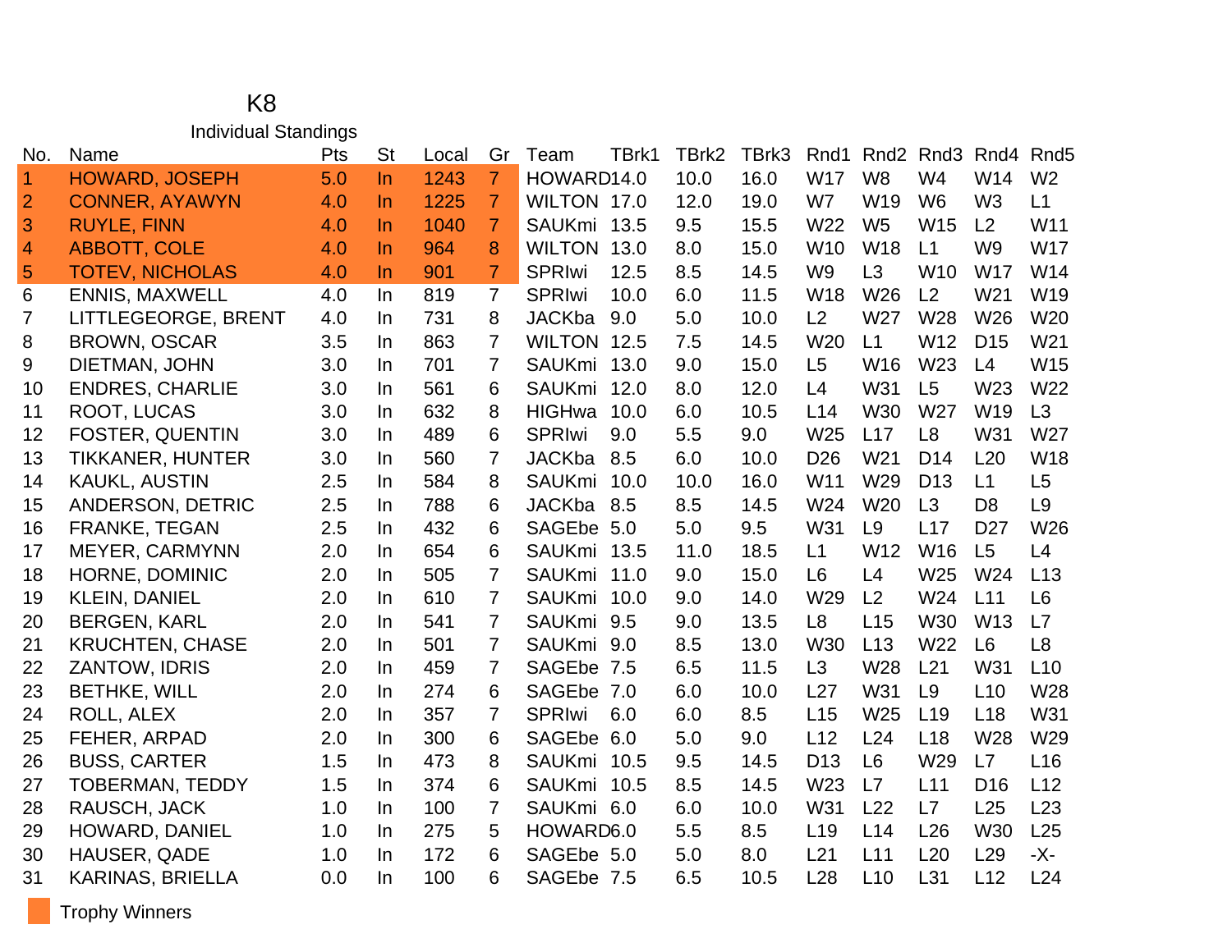# K8

## Individual Standings

| No. | Name | Pts | St | Local | Gr | Team | TBrk1 | TBrk2 | TBrk3 | Rnd1 | Rnd2 | Rnd3 | Rnd4 | Rnd5 |
|---|---|---|---|---|---|---|---|---|---|---|---|---|---|---|
| 1 | HOWARD, JOSEPH | 5.0 | In | 1243 | 7 | HOWARD | 14.0 | 10.0 | 16.0 | W17 | W8 | W4 | W14 | W2 |
| 2 | CONNER, AYAWYN | 4.0 | In | 1225 | 7 | WILTON | 17.0 | 12.0 | 19.0 | W7 | W19 | W6 | W3 | L1 |
| 3 | RUYLE, FINN | 4.0 | In | 1040 | 7 | SAUKmi | 13.5 | 9.5 | 15.5 | W22 | W5 | W15 | L2 | W11 |
| 4 | ABBOTT, COLE | 4.0 | In | 964 | 8 | WILTON | 13.0 | 8.0 | 15.0 | W10 | W18 | L1 | W9 | W17 |
| 5 | TOTEV, NICHOLAS | 4.0 | In | 901 | 7 | SPRIwi | 12.5 | 8.5 | 14.5 | W9 | L3 | W10 | W17 | W14 |
| 6 | ENNIS, MAXWELL | 4.0 | In | 819 | 7 | SPRIwi | 10.0 | 6.0 | 11.5 | W18 | W26 | L2 | W21 | W19 |
| 7 | LITTLEGEORGE, BRENT | 4.0 | In | 731 | 8 | JACKba | 9.0 | 5.0 | 10.0 | L2 | W27 | W28 | W26 | W20 |
| 8 | BROWN, OSCAR | 3.5 | In | 863 | 7 | WILTON | 12.5 | 7.5 | 14.5 | W20 | L1 | W12 | D15 | W21 |
| 9 | DIETMAN, JOHN | 3.0 | In | 701 | 7 | SAUKmi | 13.0 | 9.0 | 15.0 | L5 | W16 | W23 | L4 | W15 |
| 10 | ENDRES, CHARLIE | 3.0 | In | 561 | 6 | SAUKmi | 12.0 | 8.0 | 12.0 | L4 | W31 | L5 | W23 | W22 |
| 11 | ROOT, LUCAS | 3.0 | In | 632 | 8 | HIGHwa | 10.0 | 6.0 | 10.5 | L14 | W30 | W27 | W19 | L3 |
| 12 | FOSTER, QUENTIN | 3.0 | In | 489 | 6 | SPRIwi | 9.0 | 5.5 | 9.0 | W25 | L17 | L8 | W31 | W27 |
| 13 | TIKKANER, HUNTER | 3.0 | In | 560 | 7 | JACKba | 8.5 | 6.0 | 10.0 | D26 | W21 | D14 | L20 | W18 |
| 14 | KAUKL, AUSTIN | 2.5 | In | 584 | 8 | SAUKmi | 10.0 | 10.0 | 16.0 | W11 | W29 | D13 | L1 | L5 |
| 15 | ANDERSON, DETRIC | 2.5 | In | 788 | 6 | JACKba | 8.5 | 8.5 | 14.5 | W24 | W20 | L3 | D8 | L9 |
| 16 | FRANKE, TEGAN | 2.5 | In | 432 | 6 | SAGEbe | 5.0 | 5.0 | 9.5 | W31 | L9 | L17 | D27 | W26 |
| 17 | MEYER, CARMYNN | 2.0 | In | 654 | 6 | SAUKmi | 13.5 | 11.0 | 18.5 | L1 | W12 | W16 | L5 | L4 |
| 18 | HORNE, DOMINIC | 2.0 | In | 505 | 7 | SAUKmi | 11.0 | 9.0 | 15.0 | L6 | L4 | W25 | W24 | L13 |
| 19 | KLEIN, DANIEL | 2.0 | In | 610 | 7 | SAUKmi | 10.0 | 9.0 | 14.0 | W29 | L2 | W24 | L11 | L6 |
| 20 | BERGEN, KARL | 2.0 | In | 541 | 7 | SAUKmi | 9.5 | 9.0 | 13.5 | L8 | L15 | W30 | W13 | L7 |
| 21 | KRUCHTEN, CHASE | 2.0 | In | 501 | 7 | SAUKmi | 9.0 | 8.5 | 13.0 | W30 | L13 | W22 | L6 | L8 |
| 22 | ZANTOW, IDRIS | 2.0 | In | 459 | 7 | SAGEbe | 7.5 | 6.5 | 11.5 | L3 | W28 | L21 | W31 | L10 |
| 23 | BETHKE, WILL | 2.0 | In | 274 | 6 | SAGEbe | 7.0 | 6.0 | 10.0 | L27 | W31 | L9 | L10 | W28 |
| 24 | ROLL, ALEX | 2.0 | In | 357 | 7 | SPRIwi | 6.0 | 6.0 | 8.5 | L15 | W25 | L19 | L18 | W31 |
| 25 | FEHER, ARPAD | 2.0 | In | 300 | 6 | SAGEbe | 6.0 | 5.0 | 9.0 | L12 | L24 | L18 | W28 | W29 |
| 26 | BUSS, CARTER | 1.5 | In | 473 | 8 | SAUKmi | 10.5 | 9.5 | 14.5 | D13 | L6 | W29 | L7 | L16 |
| 27 | TOBERMAN, TEDDY | 1.5 | In | 374 | 6 | SAUKmi | 10.5 | 8.5 | 14.5 | W23 | L7 | L11 | D16 | L12 |
| 28 | RAUSCH, JACK | 1.0 | In | 100 | 7 | SAUKmi | 6.0 | 6.0 | 10.0 | W31 | L22 | L7 | L25 | L23 |
| 29 | HOWARD, DANIEL | 1.0 | In | 275 | 5 | HOWARD | 6.0 | 5.5 | 8.5 | L19 | L14 | L26 | W30 | L25 |
| 30 | HAUSER, QADE | 1.0 | In | 172 | 6 | SAGEbe | 5.0 | 5.0 | 8.0 | L21 | L11 | L20 | L29 | -X- |
| 31 | KARINAS, BRIELLA | 0.0 | In | 100 | 6 | SAGEbe | 7.5 | 6.5 | 10.5 | L28 | L10 | L31 | L12 | L24 |

Trophy Winners (highlighted: No. 1–5)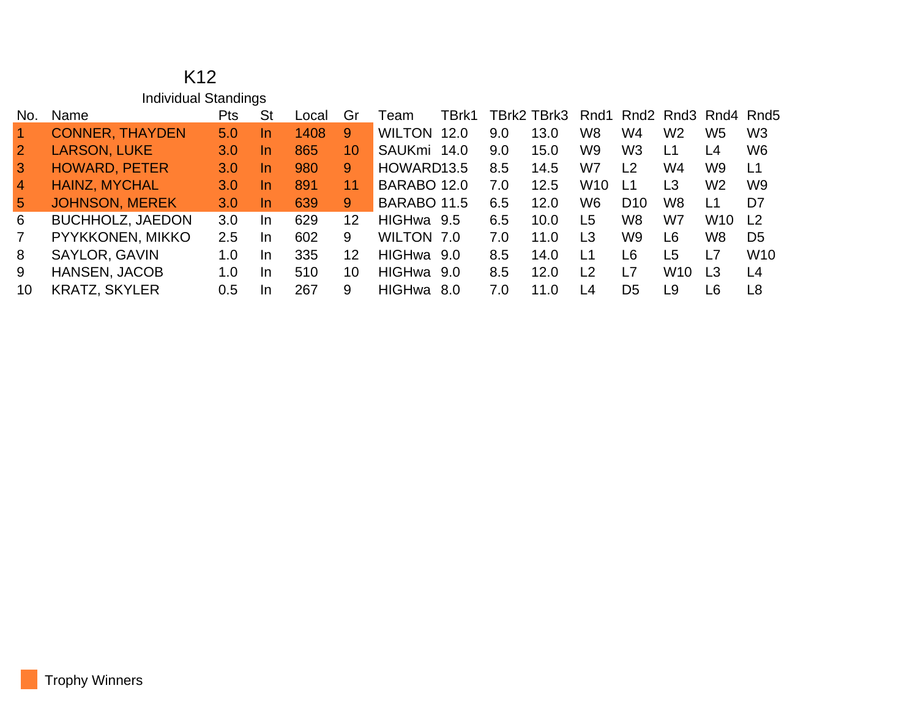# K12

## Individual Standings

| No. | Name | Pts | St | Local | Gr | Team | TBrk1 | TBrk2 | TBrk3 | Rnd1 | Rnd2 | Rnd3 | Rnd4 | Rnd5 |
|---|---|---|---|---|---|---|---|---|---|---|---|---|---|---|
| 1 | CONNER, THAYDEN | 5.0 | In | 1408 | 9 | WILTON | 12.0 | 9.0 | 13.0 | W8 | W4 | W2 | W5 | W3 |
| 2 | LARSON, LUKE | 3.0 | In | 865 | 10 | SAUKmi | 14.0 | 9.0 | 15.0 | W9 | W3 | L1 | L4 | W6 |
| 3 | HOWARD, PETER | 3.0 | In | 980 | 9 | HOWARD | 13.5 | 8.5 | 14.5 | W7 | L2 | W4 | W9 | L1 |
| 4 | HAINZ, MYCHAL | 3.0 | In | 891 | 11 | BARABO | 12.0 | 7.0 | 12.5 | W10 | L1 | L3 | W2 | W9 |
| 5 | JOHNSON, MEREK | 3.0 | In | 639 | 9 | BARABO | 11.5 | 6.5 | 12.0 | W6 | D10 | W8 | L1 | D7 |
| 6 | BUCHHOLZ, JAEDON | 3.0 | In | 629 | 12 | HIGHwa | 9.5 | 6.5 | 10.0 | L5 | W8 | W7 | W10 | L2 |
| 7 | PYYKKONEN, MIKKO | 2.5 | In | 602 | 9 | WILTON | 7.0 | 7.0 | 11.0 | L3 | W9 | L6 | W8 | D5 |
| 8 | SAYLOR, GAVIN | 1.0 | In | 335 | 12 | HIGHwa | 9.0 | 8.5 | 14.0 | L1 | L6 | L5 | L7 | W10 |
| 9 | HANSEN, JACOB | 1.0 | In | 510 | 10 | HIGHwa | 9.0 | 8.5 | 12.0 | L2 | L7 | W10 | L3 | L4 |
| 10 | KRATZ, SKYLER | 0.5 | In | 267 | 9 | HIGHwa | 8.0 | 7.0 | 11.0 | L4 | D5 | L9 | L6 | L8 |

Trophy Winners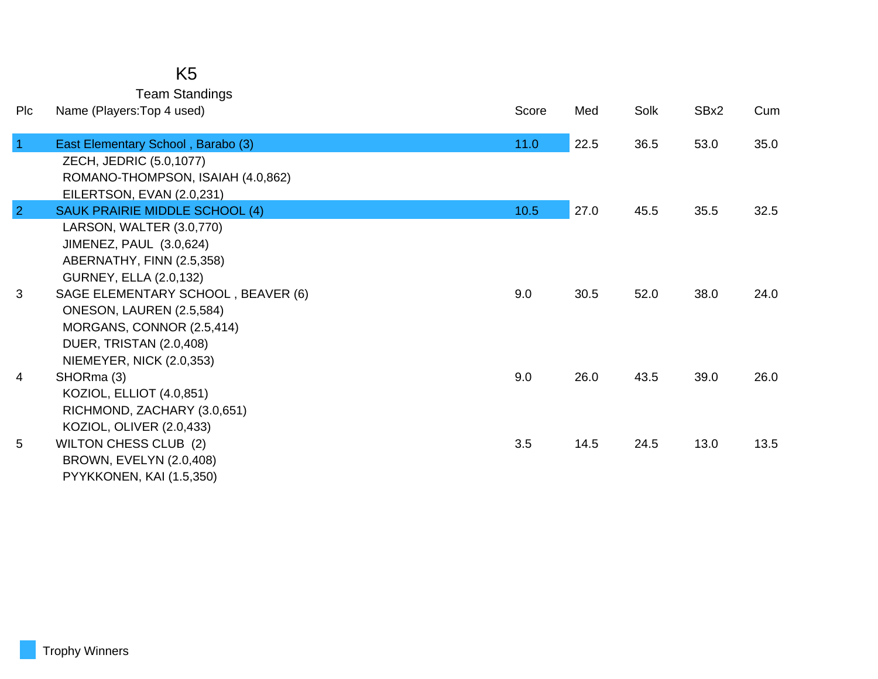# K5

## Team Standings

| Plc | Name (Players:Top 4 used) | Score | Med | Solk | SBx2 | Cum |
|---|---|---|---|---|---|---|
| 1 | East Elementary School , Barabo (3) | 11.0 | 22.5 | 36.5 | 53.0 | 35.0 |
| | ZECH, JEDRIC (5.0,1077) | | | | | |
| | ROMANO-THOMPSON, ISAIAH (4.0,862) | | | | | |
| | EILERTSON, EVAN (2.0,231) | | | | | |
| 2 | SAUK PRAIRIE MIDDLE SCHOOL (4) | 10.5 | 27.0 | 45.5 | 35.5 | 32.5 |
| | LARSON, WALTER (3.0,770) | | | | | |
| | JIMENEZ, PAUL (3.0,624) | | | | | |
| | ABERNATHY, FINN (2.5,358) | | | | | |
| | GURNEY, ELLA (2.0,132) | | | | | |
| 3 | SAGE ELEMENTARY SCHOOL , BEAVER (6) | 9.0 | 30.5 | 52.0 | 38.0 | 24.0 |
| | ONESON, LAUREN (2.5,584) | | | | | |
| | MORGANS, CONNOR (2.5,414) | | | | | |
| | DUER, TRISTAN (2.0,408) | | | | | |
| | NIEMEYER, NICK (2.0,353) | | | | | |
| 4 | SHORma (3) | 9.0 | 26.0 | 43.5 | 39.0 | 26.0 |
| | KOZIOL, ELLIOT (4.0,851) | | | | | |
| | RICHMOND, ZACHARY (3.0,651) | | | | | |
| | KOZIOL, OLIVER (2.0,433) | | | | | |
| 5 | WILTON CHESS CLUB (2) | 3.5 | 14.5 | 24.5 | 13.0 | 13.5 |
| | BROWN, EVELYN (2.0,408) | | | | | |
| | PYYKKONEN, KAI (1.5,350) | | | | | |

Trophy Winners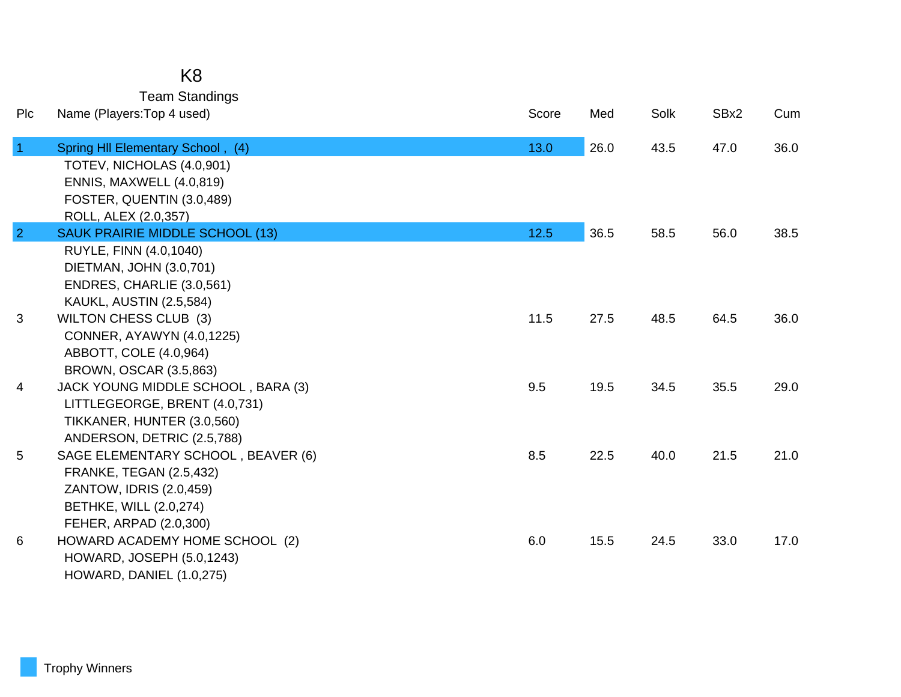# K8

## Team Standings

| Plc | Name (Players:Top 4 used) | Score | Med | Solk | SBx2 | Cum |
|---|---|---|---|---|---|---|
| 1 | Spring Hll Elementary School , (4) | 13.0 | 26.0 | 43.5 | 47.0 | 36.0 |
| | TOTEV, NICHOLAS (4.0,901) | | | | | |
| | ENNIS, MAXWELL (4.0,819) | | | | | |
| | FOSTER, QUENTIN (3.0,489) | | | | | |
| | ROLL, ALEX (2.0,357) | | | | | |
| 2 | SAUK PRAIRIE MIDDLE SCHOOL (13) | 12.5 | 36.5 | 58.5 | 56.0 | 38.5 |
| | RUYLE, FINN (4.0,1040) | | | | | |
| | DIETMAN, JOHN (3.0,701) | | | | | |
| | ENDRES, CHARLIE (3.0,561) | | | | | |
| | KAUKL, AUSTIN (2.5,584) | | | | | |
| 3 | WILTON CHESS CLUB (3) | 11.5 | 27.5 | 48.5 | 64.5 | 36.0 |
| | CONNER, AYAWYN (4.0,1225) | | | | | |
| | ABBOTT, COLE (4.0,964) | | | | | |
| | BROWN, OSCAR (3.5,863) | | | | | |
| 4 | JACK YOUNG MIDDLE SCHOOL , BARA (3) | 9.5 | 19.5 | 34.5 | 35.5 | 29.0 |
| | LITTLEGEORGE, BRENT (4.0,731) | | | | | |
| | TIKKANER, HUNTER (3.0,560) | | | | | |
| | ANDERSON, DETRIC (2.5,788) | | | | | |
| 5 | SAGE ELEMENTARY SCHOOL , BEAVER (6) | 8.5 | 22.5 | 40.0 | 21.5 | 21.0 |
| | FRANKE, TEGAN (2.5,432) | | | | | |
| | ZANTOW, IDRIS (2.0,459) | | | | | |
| | BETHKE, WILL (2.0,274) | | | | | |
| | FEHER, ARPAD (2.0,300) | | | | | |
| 6 | HOWARD ACADEMY HOME SCHOOL (2) | 6.0 | 15.5 | 24.5 | 33.0 | 17.0 |
| | HOWARD, JOSEPH (5.0,1243) | | | | | |
| | HOWARD, DANIEL (1.0,275) | | | | | |

Trophy Winners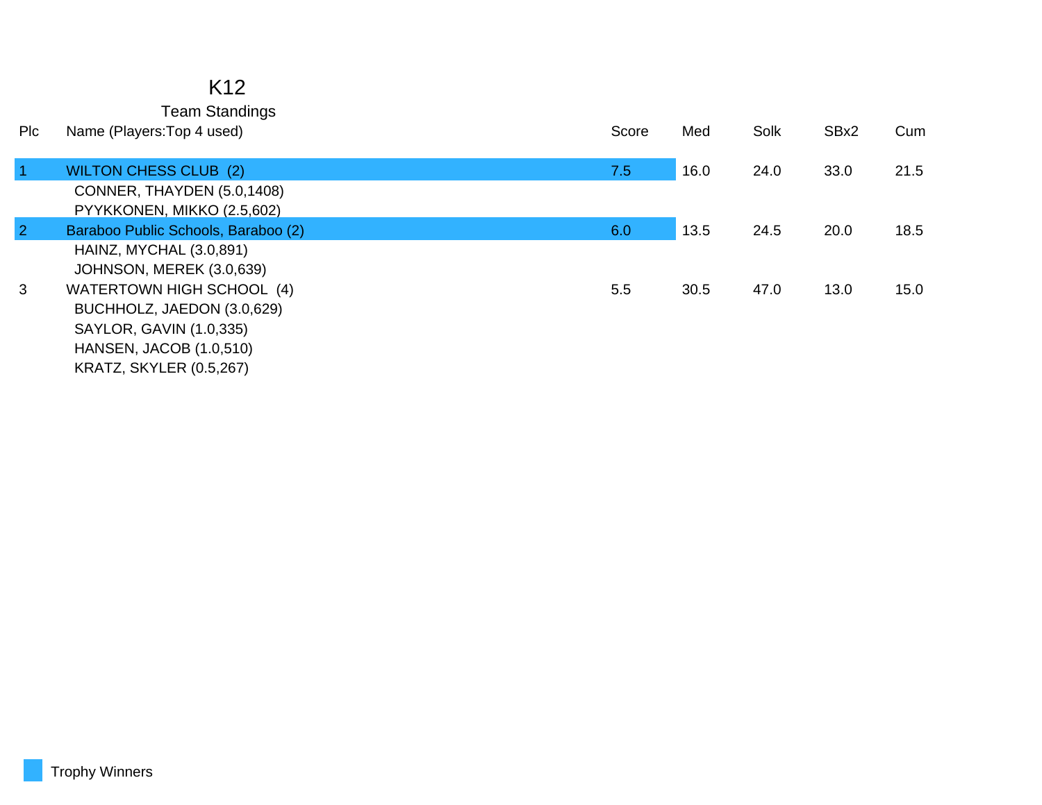# K12

## Team Standings

| Plc | Name (Players:Top 4 used) | Score | Med | Solk | SBx2 | Cum |
|---|---|---|---|---|---|---|
| 1 | WILTON CHESS CLUB (2) | 7.5 | 16.0 | 24.0 | 33.0 | 21.5 |
| | CONNER, THAYDEN (5.0,1408) | | | | | |
| | PYYKKONEN, MIKKO (2.5,602) | | | | | |
| 2 | Baraboo Public Schools, Baraboo (2) | 6.0 | 13.5 | 24.5 | 20.0 | 18.5 |
| | HAINZ, MYCHAL (3.0,891) | | | | | |
| | JOHNSON, MEREK (3.0,639) | | | | | |
| 3 | WATERTOWN HIGH SCHOOL (4) | 5.5 | 30.5 | 47.0 | 13.0 | 15.0 |
| | BUCHHOLZ, JAEDON (3.0,629) | | | | | |
| | SAYLOR, GAVIN (1.0,335) | | | | | |
| | HANSEN, JACOB (1.0,510) | | | | | |
| | KRATZ, SKYLER (0.5,267) | | | | | |

Trophy Winners